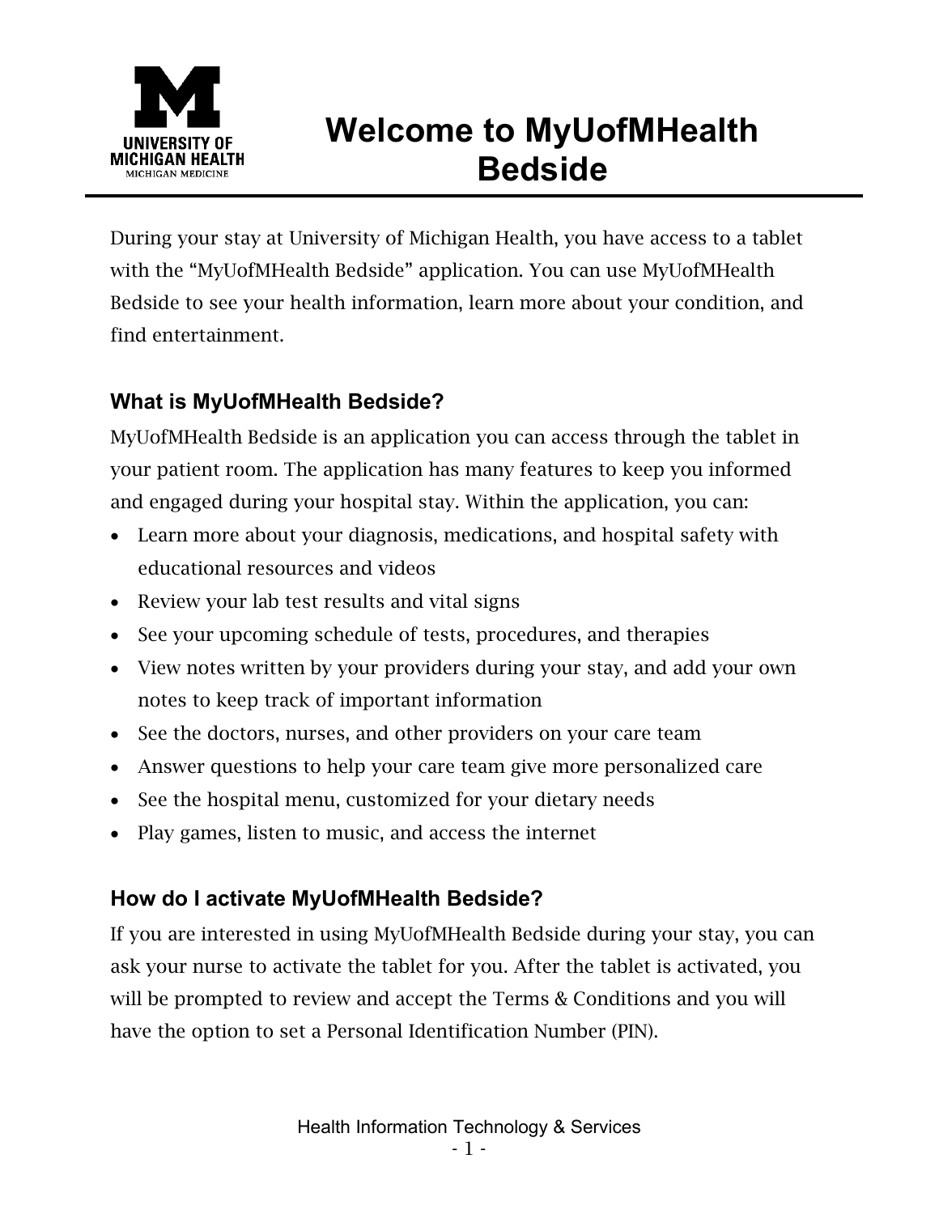# Welcome to MyUofMHealth Bedside

During your stay at University of Michigan Health, you have access to a tablet with the "MyUofMHealth Bedside" application. You can use MyUofMHealth Bedside to see your health information, learn more about your condition, and find entertainment.

## What is MyUofMHealth Bedside?

MyUofMHealth Bedside is an application you can access through the tablet in your patient room. The application has many features to keep you informed and engaged during your hospital stay. Within the application, you can:

- Learn more about your diagnosis, medications, and hospital safety with educational resources and videos
- Review your lab test results and vital signs
- See your upcoming schedule of tests, procedures, and therapies
- View notes written by your providers during your stay, and add your own notes to keep track of important information
- See the doctors, nurses, and other providers on your care team
- Answer questions to help your care team give more personalized care
- See the hospital menu, customized for your dietary needs
- Play games, listen to music, and access the internet

## How do I activate MyUofMHealth Bedside?

If you are interested in using MyUofMHealth Bedside during your stay, you can ask your nurse to activate the tablet for you. After the tablet is activated, you will be prompted to review and accept the Terms & Conditions and you will have the option to set a Personal Identification Number (PIN).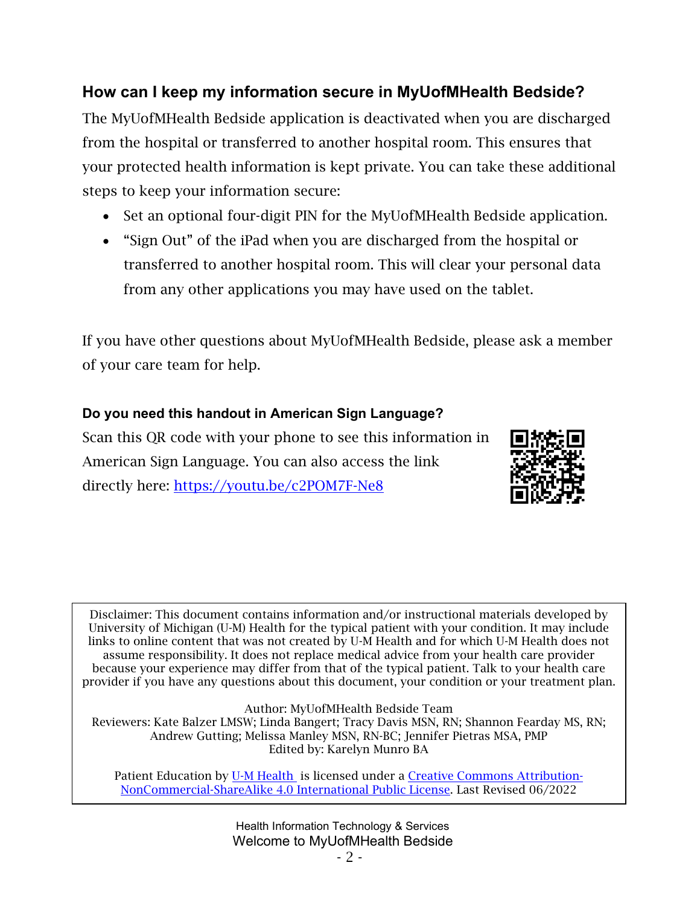## How can I keep my information secure in MyUofMHealth Bedside?

The MyUofMHealth Bedside application is deactivated when you are discharged from the hospital or transferred to another hospital room. This ensures that your protected health information is kept private. You can take these additional steps to keep your information secure:

- Set an optional four-digit PIN for the MyUofMHealth Bedside application.
- "Sign Out" of the iPad when you are discharged from the hospital or transferred to another hospital room. This will clear your personal data from any other applications you may have used on the tablet.

If you have other questions about MyUofMHealth Bedside, please ask a member of your care team for help.

### Do you need this handout in American Sign Language?

Scan this QR code with your phone to see this information in American Sign Language. You can also access the link directly here: https://youtu.be/c2POM7F-Ne8

Disclaimer: This document contains information and/or instructional materials developed by University of Michigan (U-M) Health for the typical patient with your condition. It may include links to online content that was not created by U-M Health and for which U-M Health does not assume responsibility. It does not replace medical advice from your health care provider because your experience may differ from that of the typical patient. Talk to your health care provider if you have any questions about this document, your condition or your treatment plan.

Author: MyUofMHealth Bedside Team
Reviewers: Kate Balzer LMSW; Linda Bangert; Tracy Davis MSN, RN; Shannon Fearday MS, RN; Andrew Gutting; Melissa Manley MSN, RN-BC; Jennifer Pietras MSA, PMP
Edited by: Karelyn Munro BA

Patient Education by U-M Health is licensed under a Creative Commons Attribution-NonCommercial-ShareAlike 4.0 International Public License. Last Revised 06/2022